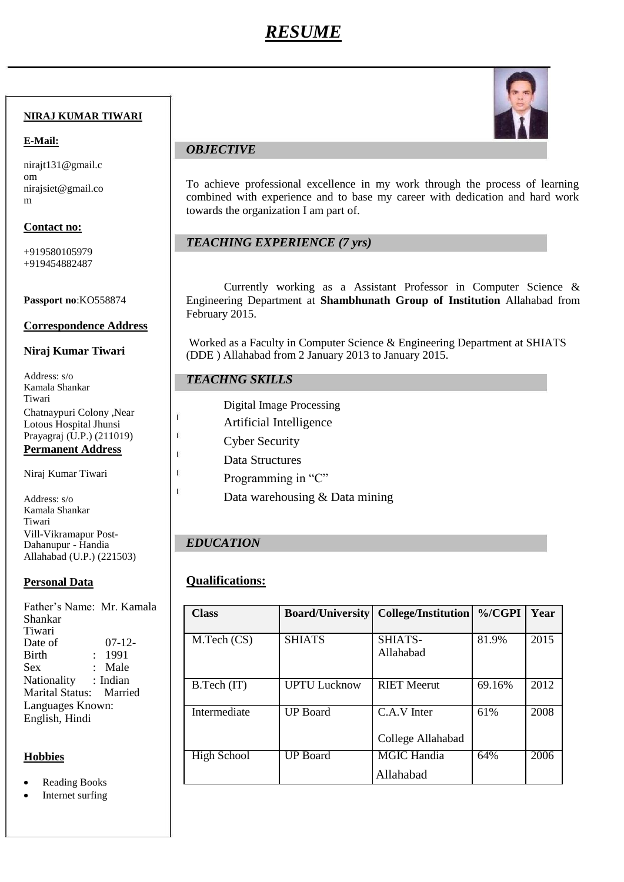# *RESUME*

**NIRAJ KUMAR TIWARI**

**E-Mail:**

nirajt131@gmail.com
nirajsiet@gmail.com

**Contact no:**

+919580105979
+919454882487

**Passport no**:KO558874

**Correspondence Address**

**Niraj Kumar Tiwari**

Address: s/o Kamala Shankar Tiwari
Chatnaypuri Colony ,Near Lotous Hospital Jhunsi Prayagraj (U.P.) (211019)

**Permanent Address**

Niraj Kumar Tiwari

Address: s/o Kamala Shankar Tiwari
Vill-Vikramapur Post-Dahanupur - Handia Allahabad (U.P.) (221503)

**Personal Data**

Father's Name: Mr. Kamala Shankar Tiwari
Date of Birth : 07-12-1991
Sex : Male
Nationality : Indian
Marital Status: Married
Languages Known: English, Hindi

**Hobbies**

- Reading Books
- Internet surfing

## *OBJECTIVE*

To achieve professional excellence in my work through the process of learning combined with experience and to base my career with dedication and hard work towards the organization I am part of.

## *TEACHING EXPERIENCE (7 yrs)*

Currently working as a Assistant Professor in Computer Science & Engineering Department at **Shambhunath Group of Institution** Allahabad from February 2015.

Worked as a Faculty in Computer Science & Engineering Department at SHIATS (DDE ) Allahabad from 2 January 2013 to January 2015.

## *TEACHNG SKILLS*

- Digital Image Processing
- Artificial Intelligence
- Cyber Security
- Data Structures
- Programming in "C"
- Data warehousing & Data mining

## *EDUCATION*

### Qualifications:

| Class | Board/University | College/Institution | %/CGPI | Year |
|---|---|---|---|---|
| M.Tech (CS) | SHIATS | SHIATS-Allahabad | 81.9% | 2015 |
| B.Tech (IT) | UPTU Lucknow | RIET Meerut | 69.16% | 2012 |
| Intermediate | UP Board | C.A.V Inter College Allahabad | 61% | 2008 |
| High School | UP Board | MGIC Handia Allahabad | 64% | 2006 |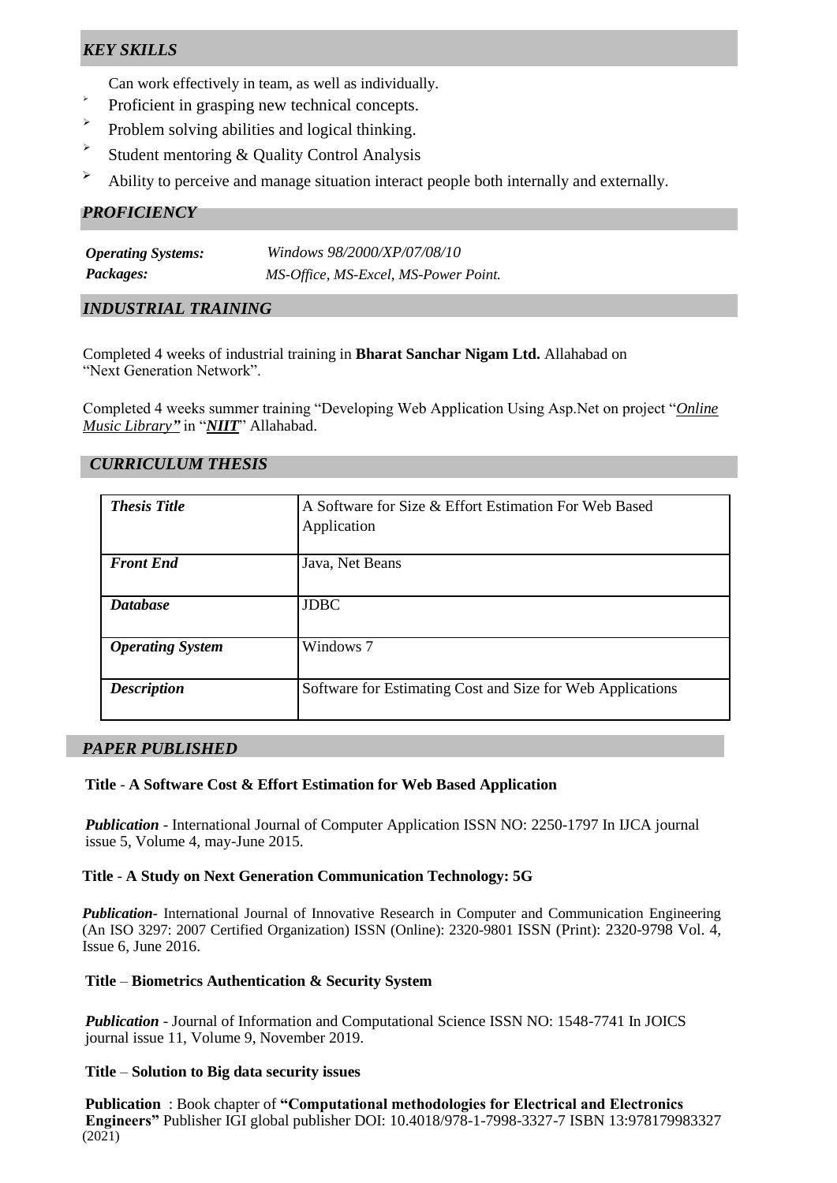## *KEY SKILLS*

Can work effectively in team, as well as individually.

- Proficient in grasping new technical concepts.
- Problem solving abilities and logical thinking.
- Student mentoring & Quality Control Analysis
- Ability to perceive and manage situation interact people both internally and externally.

## *PROFICIENCY*

***Operating Systems:*** *Windows 98/2000/XP/07/08/10*

***Packages:*** *MS-Office, MS-Excel, MS-Power Point.*

## *INDUSTRIAL TRAINING*

Completed 4 weeks of industrial training in **Bharat Sanchar Nigam Ltd.** Allahabad on "Next Generation Network".

Completed 4 weeks summer training "Developing Web Application Using Asp.Net on project "***Online Music Library"*** in "***NIIT***" Allahabad.

## *CURRICULUM THESIS*

| | |
|---|---|
| ***Thesis Title*** | A Software for Size & Effort Estimation For Web Based Application |
| ***Front End*** | Java, Net Beans |
| ***Database*** | JDBC |
| ***Operating System*** | Windows 7 |
| ***Description*** | Software for Estimating Cost and Size for Web Applications |

## *PAPER PUBLISHED*

**Title** - **A Software Cost & Effort Estimation for Web Based Application**

***Publication*** - International Journal of Computer Application ISSN NO: 2250-1797 In IJCA journal issue 5, Volume 4, may-June 2015.

**Title** - **A Study on Next Generation Communication Technology: 5G**

***Publication***- International Journal of Innovative Research in Computer and Communication Engineering (An ISO 3297: 2007 Certified Organization) ISSN (Online): 2320-9801 ISSN (Print): 2320-9798 Vol. 4, Issue 6, June 2016.

**Title** – **Biometrics Authentication & Security System**

***Publication*** - Journal of Information and Computational Science ISSN NO: 1548-7741 In JOICS journal issue 11, Volume 9, November 2019.

**Title** – **Solution to Big data security issues**

**Publication** : Book chapter of **"Computational methodologies for Electrical and Electronics Engineers"** Publisher IGI global publisher DOI: 10.4018/978-1-7998-3327-7 ISBN 13:978179983327 (2021)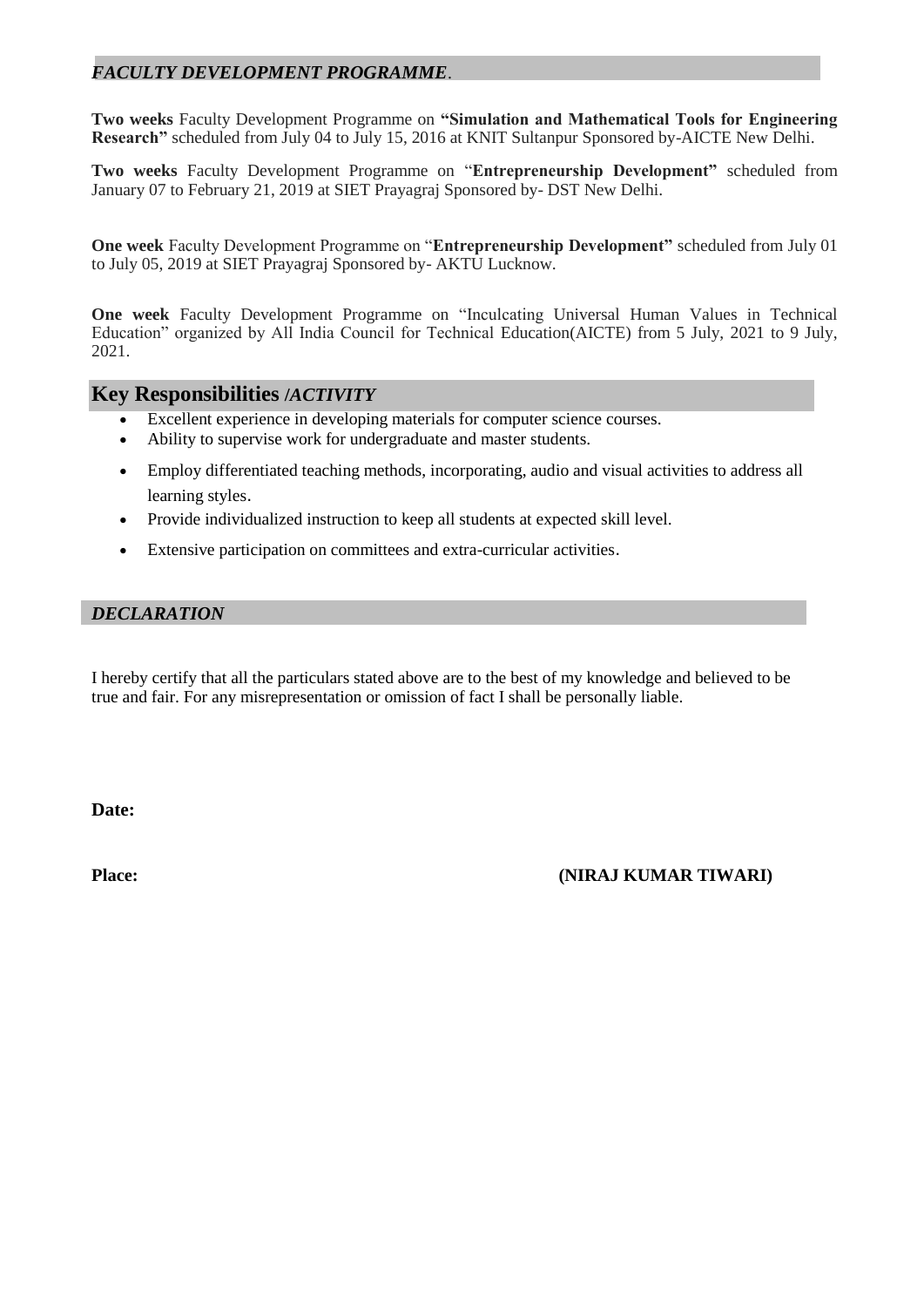## *FACULTY DEVELOPMENT PROGRAMME*.

**Two weeks** Faculty Development Programme on **"Simulation and Mathematical Tools for Engineering Research"** scheduled from July 04 to July 15, 2016 at KNIT Sultanpur Sponsored by-AICTE New Delhi.

**Two weeks** Faculty Development Programme on "**Entrepreneurship Development"** scheduled from January 07 to February 21, 2019 at SIET Prayagraj Sponsored by- DST New Delhi.

**One week** Faculty Development Programme on "**Entrepreneurship Development"** scheduled from July 01 to July 05, 2019 at SIET Prayagraj Sponsored by- AKTU Lucknow.

**One week** Faculty Development Programme on "Inculcating Universal Human Values in Technical Education" organized by All India Council for Technical Education(AICTE) from 5 July, 2021 to 9 July, 2021.

## Key Responsibilities /*ACTIVITY*

- Excellent experience in developing materials for computer science courses.
- Ability to supervise work for undergraduate and master students.
- Employ differentiated teaching methods, incorporating, audio and visual activities to address all learning styles.
- Provide individualized instruction to keep all students at expected skill level.
- Extensive participation on committees and extra-curricular activities.

## *DECLARATION*

I hereby certify that all the particulars stated above are to the best of my knowledge and believed to be true and fair. For any misrepresentation or omission of fact I shall be personally liable.

**Date:**

**Place:** **(NIRAJ KUMAR TIWARI)**